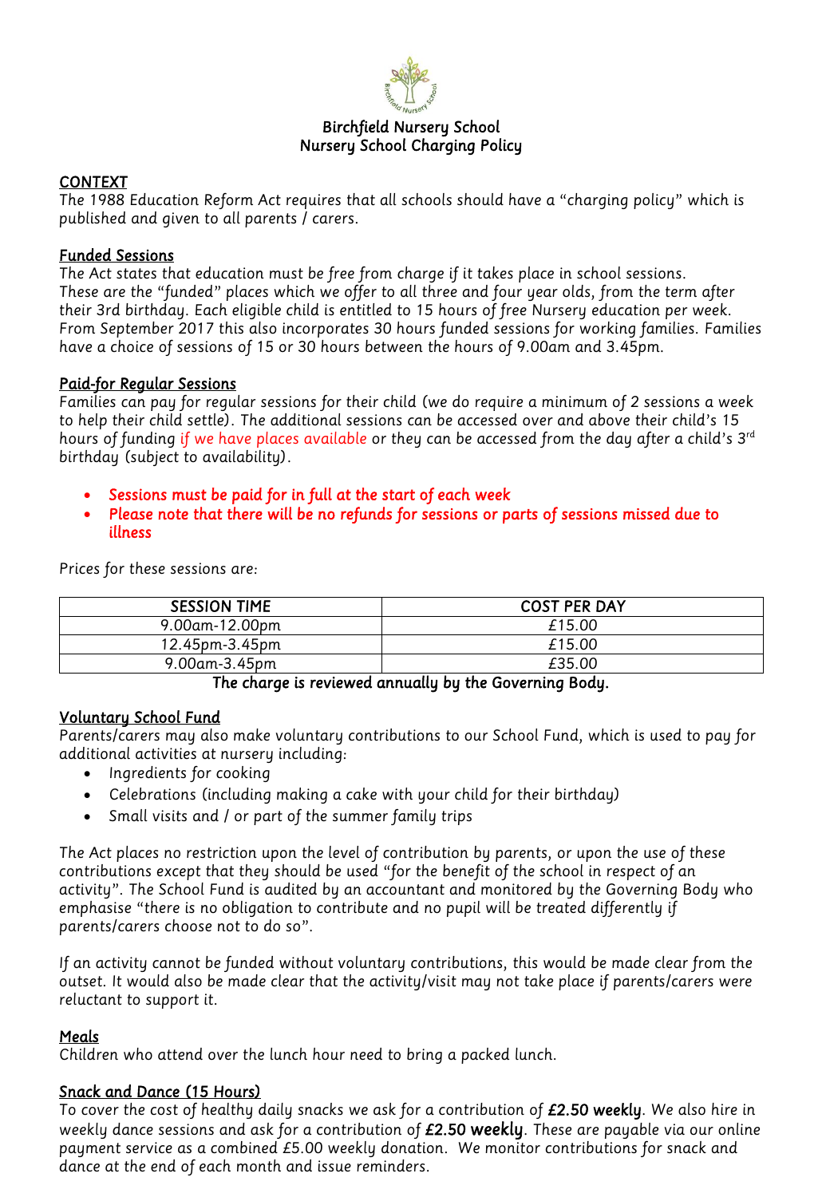# Birchfield Nursery School
## Nursery School Charging Policy

### CONTEXT

The 1988 Education Reform Act requires that all schools should have a "charging policy" which is published and given to all parents / carers.

### Funded Sessions

The Act states that education must be free from charge if it takes place in school sessions. These are the "funded" places which we offer to all three and four year olds, from the term after their 3rd birthday. Each eligible child is entitled to 15 hours of free Nursery education per week. From September 2017 this also incorporates 30 hours funded sessions for working families. Families have a choice of sessions of 15 or 30 hours between the hours of 9.00am and 3.45pm.

### Paid-for Regular Sessions

Families can pay for regular sessions for their child (we do require a minimum of 2 sessions a week to help their child settle). The additional sessions can be accessed over and above their child's 15 hours of funding if we have places available or they can be accessed from the day after a child's 3rd birthday (subject to availability).

- *Sessions must be paid for in full at the start of each week*
- *Please note that there will be no refunds for sessions or parts of sessions missed due to illness*

Prices for these sessions are:

| SESSION TIME | COST PER DAY |
|---|---|
| 9.00am-12.00pm | £15.00 |
| 12.45pm-3.45pm | £15.00 |
| 9.00am-3.45pm | £35.00 |

The charge is reviewed annually by the Governing Body.

### Voluntary School Fund

Parents/carers may also make voluntary contributions to our School Fund, which is used to pay for additional activities at nursery including:

- Ingredients for cooking
- Celebrations (including making a cake with your child for their birthday)
- Small visits and / or part of the summer family trips

The Act places no restriction upon the level of contribution by parents, or upon the use of these contributions except that they should be used "for the benefit of the school in respect of an activity". The School Fund is audited by an accountant and monitored by the Governing Body who emphasise "there is no obligation to contribute and no pupil will be treated differently if parents/carers choose not to do so".

*If an activity cannot be funded without voluntary contributions, this would be made clear from the outset. It would also be made clear that the activity/visit may not take place if parents/carers were reluctant to support it.*

### Meals

Children who attend over the lunch hour need to bring a packed lunch.

### Snack and Dance (15 Hours)

To cover the cost of healthy daily snacks we ask for a contribution of **£2.50 weekly**. We also hire in weekly dance sessions and ask for a contribution of **£2.50 weekly**. These are payable via our online payment service as a combined £5.00 weekly donation. We monitor contributions for snack and dance at the end of each month and issue reminders.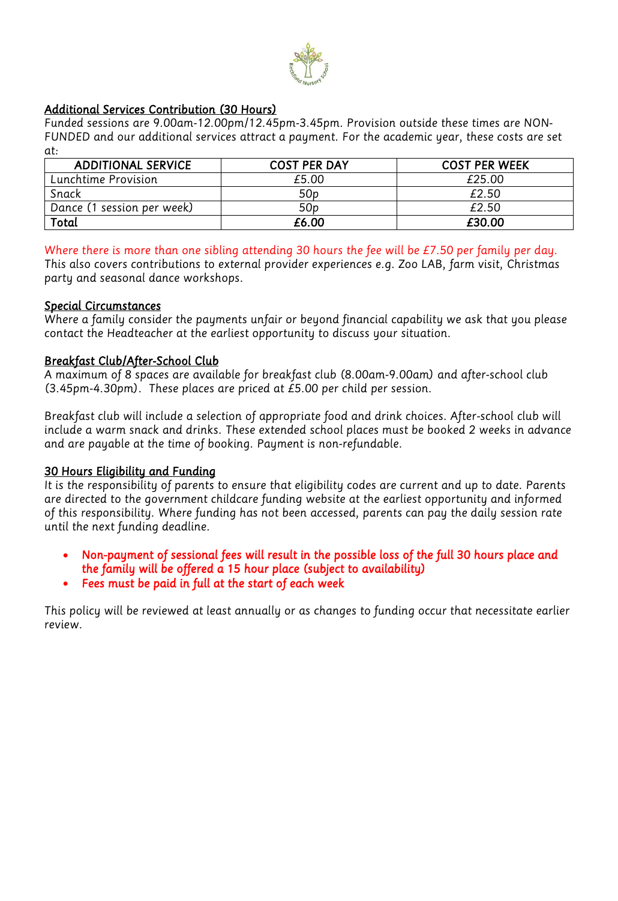## Additional Services Contribution (30 Hours)

Funded sessions are 9.00am-12.00pm/12.45pm-3.45pm. Provision outside these times are NON-FUNDED and our additional services attract a payment. For the academic year, these costs are set at:

| ADDITIONAL SERVICE | COST PER DAY | COST PER WEEK |
|---|---|---|
| Lunchtime Provision | £5.00 | £25.00 |
| Snack | 50p | £2.50 |
| Dance (1 session per week) | 50p | £2.50 |
| **Total** | **£6.00** | **£30.00** |

Where there is more than one sibling attending 30 hours the fee will be £7.50 per family per day. This also covers contributions to external provider experiences e.g. Zoo LAB, farm visit, Christmas party and seasonal dance workshops.

## Special Circumstances

Where a family consider the payments unfair or beyond financial capability we ask that you please contact the Headteacher at the earliest opportunity to discuss your situation.

## Breakfast Club/After-School Club

A maximum of 8 spaces are available for breakfast club (8.00am-9.00am) and after-school club (3.45pm-4.30pm). These places are priced at £5.00 per child per session.

Breakfast club will include a selection of appropriate food and drink choices. After-school club will include a warm snack and drinks. These extended school places must be booked 2 weeks in advance and are payable at the time of booking. Payment is non-refundable.

## 30 Hours Eligibility and Funding

It is the responsibility of parents to ensure that eligibility codes are current and up to date. Parents are directed to the government childcare funding website at the earliest opportunity and informed of this responsibility. Where funding has not been accessed, parents can pay the daily session rate until the next funding deadline.

- Non-payment of sessional fees will result in the possible loss of the full 30 hours place and the family will be offered a 15 hour place (subject to availability)
- Fees must be paid in full at the start of each week

This policy will be reviewed at least annually or as changes to funding occur that necessitate earlier review.